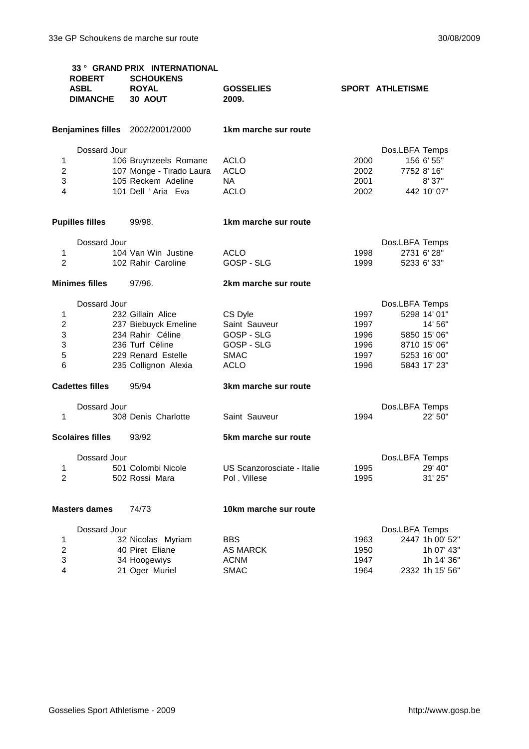**33 ° GRAND PRIX INTERNATIONAL**

| | | | |
|---|---|---|---|
| **ROBERT** | **SCHOUKENS** | | |
| **ASBL** | **ROYAL** | **GOSSELIES** | **SPORT ATHLETISME** |
| **DIMANCHE** | **30 AOUT** | **2009.** | |

**Benjamines filles** 2002/2001/2000 — **1km marche sur route**

| | Dossard Jour | | | | Dos.LBFA | Temps |
|---|---|---|---|---|---|---|
| 1 | 106 | Bruynzeels Romane | ACLO | 2000 | 156 | 6' 55" |
| 2 | 107 | Monge - Tirado Laura | ACLO | 2002 | 7752 | 8' 16" |
| 3 | 105 | Reckem Adeline | NA | 2001 | | 8' 37" |
| 4 | 101 | Dell ' Aria Eva | ACLO | 2002 | 442 | 10' 07" |

**Pupilles filles** 99/98. — **1km marche sur route**

| | Dossard Jour | | | | Dos.LBFA | Temps |
|---|---|---|---|---|---|---|
| 1 | 104 | Van Win Justine | ACLO | 1998 | 2731 | 6' 28" |
| 2 | 102 | Rahir Caroline | GOSP - SLG | 1999 | 5233 | 6' 33" |

**Minimes filles** 97/96. — **2km marche sur route**

| | Dossard Jour | | | | Dos.LBFA | Temps |
|---|---|---|---|---|---|---|
| 1 | 232 | Gillain Alice | CS Dyle | 1997 | 5298 | 14' 01" |
| 2 | 237 | Biebuyck Emeline | Saint Sauveur | 1997 | | 14' 56" |
| 3 | 234 | Rahir Céline | GOSP - SLG | 1996 | 5850 | 15' 06" |
| 3 | 236 | Turf Céline | GOSP - SLG | 1996 | 8710 | 15' 06" |
| 5 | 229 | Renard Estelle | SMAC | 1997 | 5253 | 16' 00" |
| 6 | 235 | Collignon Alexia | ACLO | 1996 | 5843 | 17' 23" |

**Cadettes filles** 95/94 — **3km marche sur route**

| | Dossard Jour | | | | Dos.LBFA | Temps |
|---|---|---|---|---|---|---|
| 1 | 308 | Denis Charlotte | Saint Sauveur | 1994 | | 22' 50" |

**Scolaires filles** 93/92 — **5km marche sur route**

| | Dossard Jour | | | | Dos.LBFA | Temps |
|---|---|---|---|---|---|---|
| 1 | 501 | Colombi Nicole | US Scanzorosciate - Italie | 1995 | | 29' 40" |
| 2 | 502 | Rossi Mara | Pol . Villese | 1995 | | 31' 25" |

**Masters dames** 74/73 — **10km marche sur route**

| | Dossard Jour | | | | Dos.LBFA | Temps |
|---|---|---|---|---|---|---|
| 1 | 32 | Nicolas Myriam | BBS | 1963 | 2447 | 1h 00' 52" |
| 2 | 40 | Piret Eliane | AS MARCK | 1950 | | 1h 07' 43" |
| 3 | 34 | Hoogewiys | ACNM | 1947 | | 1h 14' 36" |
| 4 | 21 | Oger Muriel | SMAC | 1964 | 2332 | 1h 15' 56" |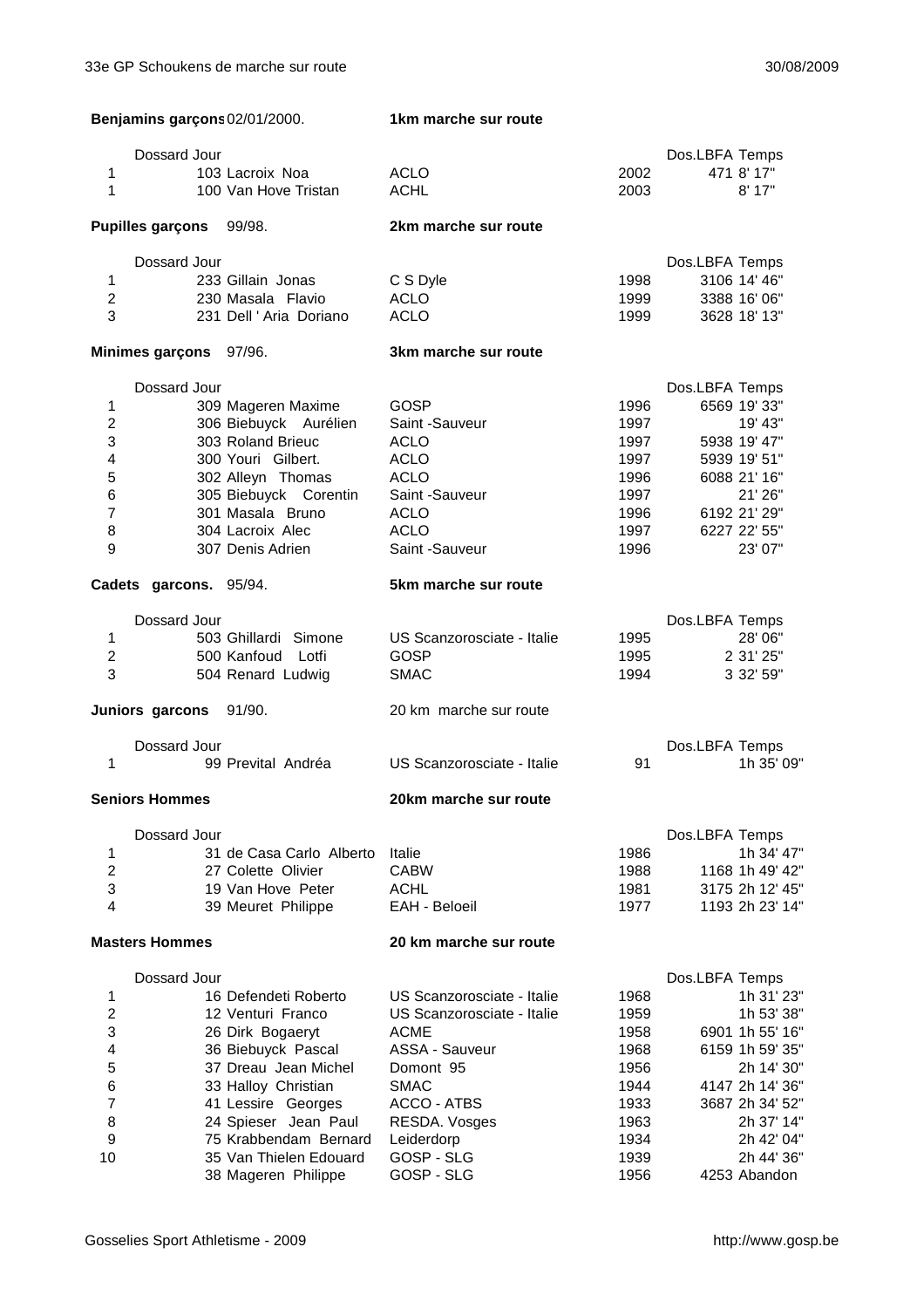33e GP Schoukens de marche sur route — 30/08/2009

**Benjamins garçons** 02/01/2000. — **1km marche sur route**

| | Dossard Jour | | | | Dos.LBFA | Temps |
|---|---|---|---|---|---|---|
| 1 | 103 | Lacroix Noa | ACLO | 2002 | 471 | 8' 17" |
| 1 | 100 | Van Hove Tristan | ACHL | 2003 | | 8' 17" |

**Pupilles garçons** 99/98. — **2km marche sur route**

| | Dossard Jour | | | | Dos.LBFA | Temps |
|---|---|---|---|---|---|---|
| 1 | 233 | Gillain Jonas | C S Dyle | 1998 | 3106 | 14' 46" |
| 2 | 230 | Masala Flavio | ACLO | 1999 | 3388 | 16' 06" |
| 3 | 231 | Dell ' Aria Doriano | ACLO | 1999 | 3628 | 18' 13" |

**Minimes garçons** 97/96. — **3km marche sur route**

| | Dossard Jour | | | | Dos.LBFA | Temps |
|---|---|---|---|---|---|---|
| 1 | 309 | Mageren Maxime | GOSP | 1996 | 6569 | 19' 33" |
| 2 | 306 | Biebuyck Aurélien | Saint -Sauveur | 1997 | | 19' 43" |
| 3 | 303 | Roland Brieuc | ACLO | 1997 | 5938 | 19' 47" |
| 4 | 300 | Youri Gilbert. | ACLO | 1997 | 5939 | 19' 51" |
| 5 | 302 | Alleyn Thomas | ACLO | 1996 | 6088 | 21' 16" |
| 6 | 305 | Biebuyck Corentin | Saint -Sauveur | 1997 | | 21' 26" |
| 7 | 301 | Masala Bruno | ACLO | 1996 | 6192 | 21' 29" |
| 8 | 304 | Lacroix Alec | ACLO | 1997 | 6227 | 22' 55" |
| 9 | 307 | Denis Adrien | Saint -Sauveur | 1996 | | 23' 07" |

**Cadets garcons.** 95/94. — **5km marche sur route**

| | Dossard Jour | | | | Dos.LBFA | Temps |
|---|---|---|---|---|---|---|
| 1 | 503 | Ghillardi Simone | US Scanzorosciate - Italie | 1995 | | 28' 06" |
| 2 | 500 | Kanfoud Lotfi | GOSP | 1995 | 2 | 31' 25" |
| 3 | 504 | Renard Ludwig | SMAC | 1994 | 3 | 32' 59" |

**Juniors garcons** 91/90. — 20 km marche sur route

| | Dossard Jour | | | | Dos.LBFA | Temps |
|---|---|---|---|---|---|---|
| 1 | 99 | Prevital Andréa | US Scanzorosciate - Italie | 91 | | 1h 35' 09" |

**Seniors Hommes** — **20km marche sur route**

| | Dossard Jour | | | | Dos.LBFA | Temps |
|---|---|---|---|---|---|---|
| 1 | 31 | de Casa Carlo Alberto | Italie | 1986 | | 1h 34' 47" |
| 2 | 27 | Colette Olivier | CABW | 1988 | 1168 | 1h 49' 42" |
| 3 | 19 | Van Hove Peter | ACHL | 1981 | 3175 | 2h 12' 45" |
| 4 | 39 | Meuret Philippe | EAH - Beloeil | 1977 | 1193 | 2h 23' 14" |

**Masters Hommes** — **20 km marche sur route**

| | Dossard Jour | | | | Dos.LBFA | Temps |
|---|---|---|---|---|---|---|
| 1 | 16 | Defendeti Roberto | US Scanzorosciate - Italie | 1968 | | 1h 31' 23" |
| 2 | 12 | Venturi Franco | US Scanzorosciate - Italie | 1959 | | 1h 53' 38" |
| 3 | 26 | Dirk Bogaeryt | ACME | 1958 | 6901 | 1h 55' 16" |
| 4 | 36 | Biebuyck Pascal | ASSA - Sauveur | 1968 | 6159 | 1h 59' 35" |
| 5 | 37 | Dreau Jean Michel | Domont 95 | 1956 | | 2h 14' 30" |
| 6 | 33 | Halloy Christian | SMAC | 1944 | 4147 | 2h 14' 36" |
| 7 | 41 | Lessire Georges | ACCO - ATBS | 1933 | 3687 | 2h 34' 52" |
| 8 | 24 | Spieser Jean Paul | RESDA. Vosges | 1963 | | 2h 37' 14" |
| 9 | 75 | Krabbendam Bernard | Leiderdorp | 1934 | | 2h 42' 04" |
| 10 | 35 | Van Thielen Edouard | GOSP - SLG | 1939 | | 2h 44' 36" |
| | 38 | Mageren Philippe | GOSP - SLG | 1956 | 4253 | Abandon |

Gosselies Sport Athletisme - 2009 — http://www.gosp.be